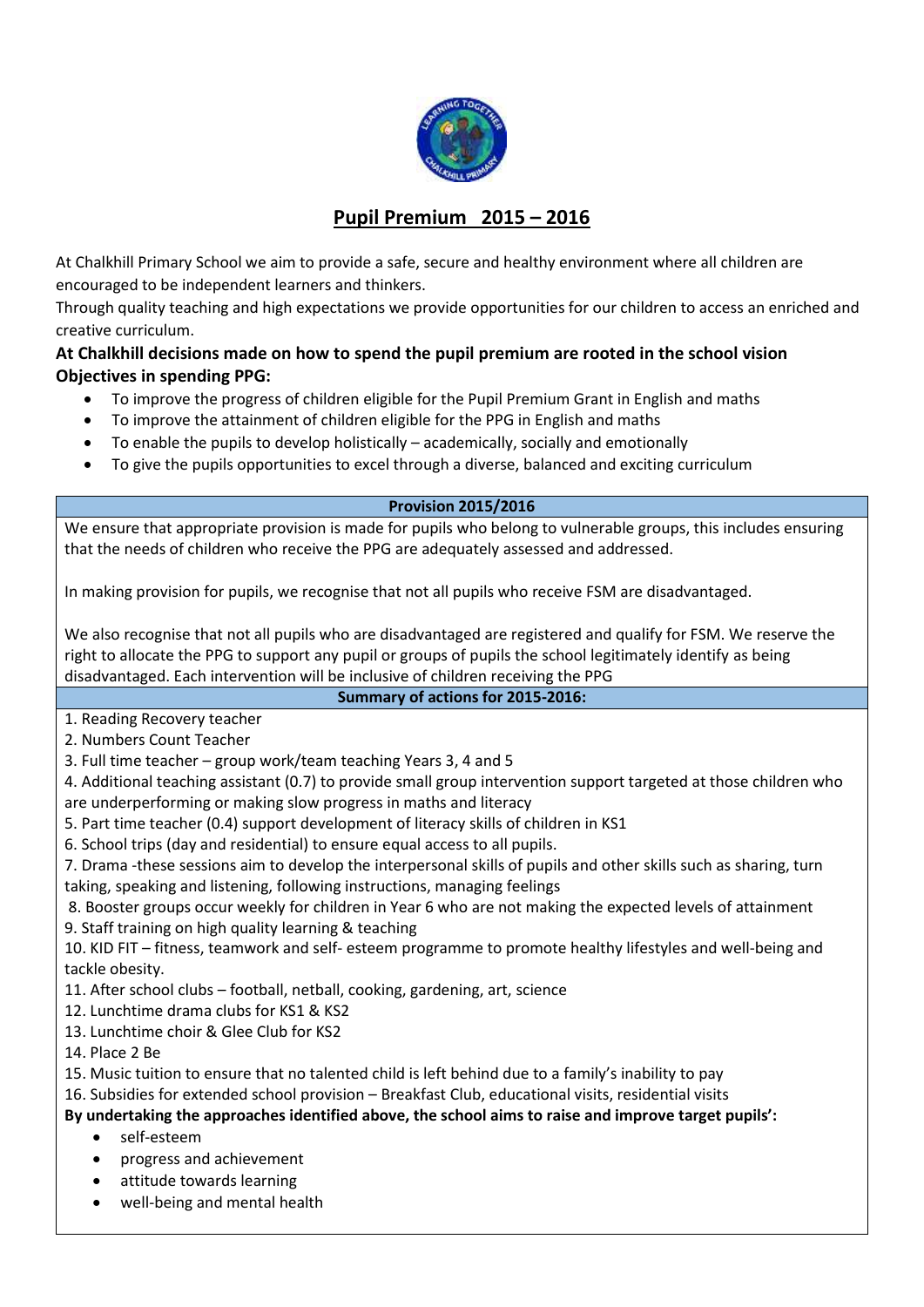# Pupil Premium 2015 – 2016

At Chalkhill Primary School we aim to provide a safe, secure and healthy environment where all children are encouraged to be independent learners and thinkers.
Through quality teaching and high expectations we provide opportunities for our children to access an enriched and creative curriculum.

**At Chalkhill decisions made on how to spend the pupil premium are rooted in the school vision**
**Objectives in spending PPG:**

- To improve the progress of children eligible for the Pupil Premium Grant in English and maths
- To improve the attainment of children eligible for the PPG in English and maths
- To enable the pupils to develop holistically – academically, socially and emotionally
- To give the pupils opportunities to excel through a diverse, balanced and exciting curriculum

**Provision 2015/2016**

We ensure that appropriate provision is made for pupils who belong to vulnerable groups, this includes ensuring that the needs of children who receive the PPG are adequately assessed and addressed.

In making provision for pupils, we recognise that not all pupils who receive FSM are disadvantaged.

We also recognise that not all pupils who are disadvantaged are registered and qualify for FSM. We reserve the right to allocate the PPG to support any pupil or groups of pupils the school legitimately identify as being disadvantaged. Each intervention will be inclusive of children receiving the PPG

**Summary of actions for 2015-2016:**

1. Reading Recovery teacher
2. Numbers Count Teacher
3. Full time teacher – group work/team teaching Years 3, 4 and 5
4. Additional teaching assistant (0.7) to provide small group intervention support targeted at those children who are underperforming or making slow progress in maths and literacy
5. Part time teacher (0.4) support development of literacy skills of children in KS1
6. School trips (day and residential) to ensure equal access to all pupils.
7. Drama -these sessions aim to develop the interpersonal skills of pupils and other skills such as sharing, turn taking, speaking and listening, following instructions, managing feelings
8. Booster groups occur weekly for children in Year 6 who are not making the expected levels of attainment
9. Staff training on high quality learning & teaching
10. KID FIT – fitness, teamwork and self- esteem programme to promote healthy lifestyles and well-being and tackle obesity.
11. After school clubs – football, netball, cooking, gardening, art, science
12. Lunchtime drama clubs for KS1 & KS2
13. Lunchtime choir & Glee Club for KS2
14. Place 2 Be
15. Music tuition to ensure that no talented child is left behind due to a family's inability to pay
16. Subsidies for extended school provision – Breakfast Club, educational visits, residential visits

**By undertaking the approaches identified above, the school aims to raise and improve target pupils':**

- self-esteem
- progress and achievement
- attitude towards learning
- well-being and mental health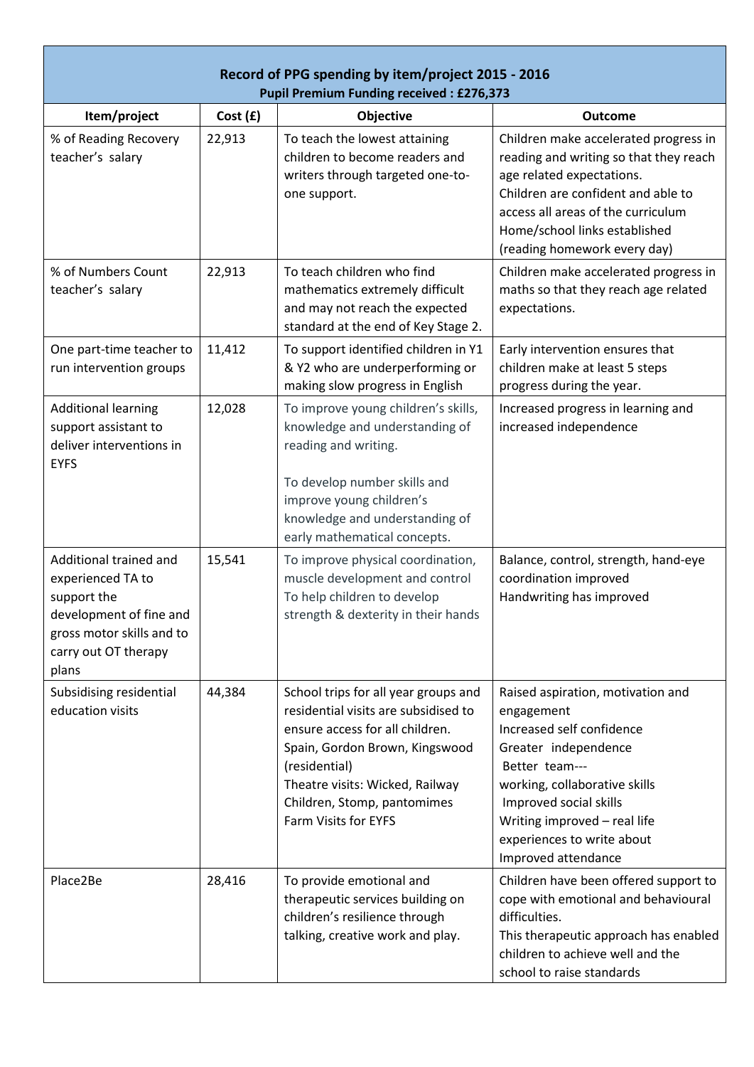| **Record of PPG spending by item/project 2015 - 2016**<br>**Pupil Premium Funding received : £276,373** | | | |
|---|---|---|---|
| **Item/project** | **Cost (£)** | **Objective** | **Outcome** |
| % of Reading Recovery teacher's salary | 22,913 | To teach the lowest attaining children to become readers and writers through targeted one-to-one support. | Children make accelerated progress in reading and writing so that they reach age related expectations.<br>Children are confident and able to access all areas of the curriculum<br>Home/school links established (reading homework every day) |
| % of Numbers Count teacher's salary | 22,913 | To teach children who find mathematics extremely difficult and may not reach the expected standard at the end of Key Stage 2. | Children make accelerated progress in maths so that they reach age related expectations. |
| One part-time teacher to run intervention groups | 11,412 | To support identified children in Y1 & Y2 who are underperforming or making slow progress in English | Early intervention ensures that children make at least 5 steps progress during the year. |
| Additional learning support assistant to deliver interventions in EYFS | 12,028 | To improve young children's skills, knowledge and understanding of reading and writing.<br><br>To develop number skills and improve young children's knowledge and understanding of early mathematical concepts. | Increased progress in learning and increased independence |
| Additional trained and experienced TA to support the development of fine and gross motor skills and to carry out OT therapy plans | 15,541 | To improve physical coordination, muscle development and control<br>To help children to develop strength & dexterity in their hands | Balance, control, strength, hand-eye coordination improved<br>Handwriting has improved |
| Subsidising residential education visits | 44,384 | School trips for all year groups and residential visits are subsidised to ensure access for all children.<br>Spain, Gordon Brown, Kingswood (residential)<br>Theatre visits: Wicked, Railway Children, Stomp, pantomimes<br>Farm Visits for EYFS | Raised aspiration, motivation and engagement<br>Increased self confidence<br>Greater independence<br>Better team---<br>working, collaborative skills<br>Improved social skills<br>Writing improved – real life experiences to write about<br>Improved attendance |
| Place2Be | 28,416 | To provide emotional and therapeutic services building on children's resilience through talking, creative work and play. | Children have been offered support to cope with emotional and behavioural difficulties.<br>This therapeutic approach has enabled children to achieve well and the school to raise standards |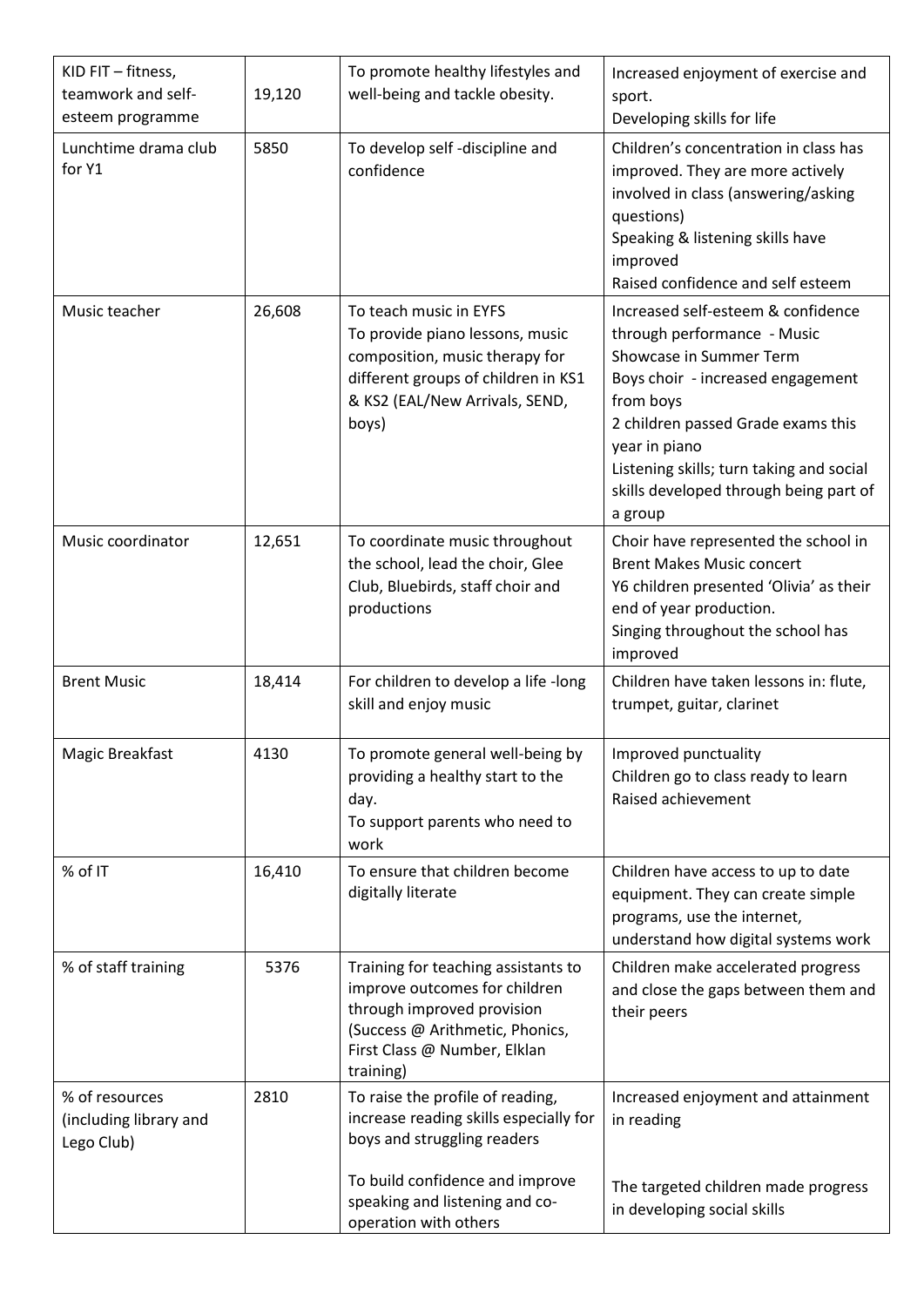| | | | |
|---|---|---|---|
| KID FIT – fitness, teamwork and self-esteem programme | 19,120 | To promote healthy lifestyles and well-being and tackle obesity. | Increased enjoyment of exercise and sport.<br>Developing skills for life |
| Lunchtime drama club for Y1 | 5850 | To develop self -discipline and confidence | Children's concentration in class has improved. They are more actively involved in class (answering/asking questions)<br>Speaking & listening skills have improved<br>Raised confidence and self esteem |
| Music teacher | 26,608 | To teach music in EYFS<br>To provide piano lessons, music composition, music therapy for different groups of children in KS1 & KS2 (EAL/New Arrivals, SEND, boys) | Increased self-esteem & confidence through performance - Music Showcase in Summer Term<br>Boys choir - increased engagement from boys<br>2 children passed Grade exams this year in piano<br>Listening skills; turn taking and social skills developed through being part of a group |
| Music coordinator | 12,651 | To coordinate music throughout the school, lead the choir, Glee Club, Bluebirds, staff choir and productions | Choir have represented the school in Brent Makes Music concert<br>Y6 children presented 'Olivia' as their end of year production.<br>Singing throughout the school has improved |
| Brent Music | 18,414 | For children to develop a life -long skill and enjoy music | Children have taken lessons in: flute, trumpet, guitar, clarinet |
| Magic Breakfast | 4130 | To promote general well-being by providing a healthy start to the day.<br>To support parents who need to work | Improved punctuality<br>Children go to class ready to learn<br>Raised achievement |
| % of IT | 16,410 | To ensure that children become digitally literate | Children have access to up to date equipment. They can create simple programs, use the internet, understand how digital systems work |
| % of staff training | 5376 | Training for teaching assistants to improve outcomes for children through improved provision (Success @ Arithmetic, Phonics, First Class @ Number, Elklan training) | Children make accelerated progress and close the gaps between them and their peers |
| % of resources (including library and Lego Club) | 2810 | To raise the profile of reading, increase reading skills especially for boys and struggling readers<br><br>To build confidence and improve speaking and listening and co-operation with others | Increased enjoyment and attainment in reading<br><br>The targeted children made progress in developing social skills |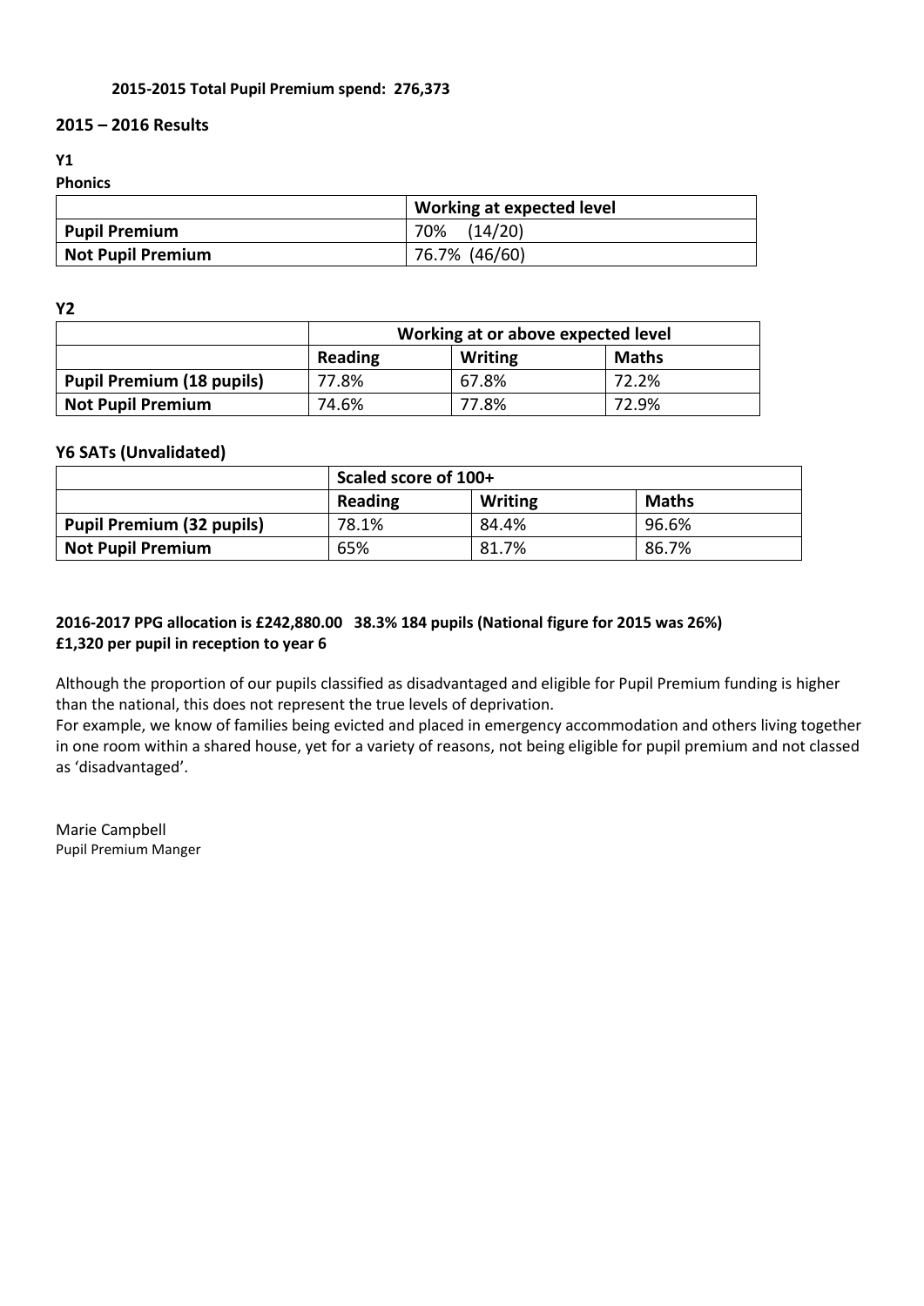**2015-2015 Total Pupil Premium spend: 276,373**

## 2015 – 2016 Results

**Y1**

**Phonics**

| | Working at expected level |
|---|---|
| **Pupil Premium** | 70% (14/20) |
| **Not Pupil Premium** | 76.7% (46/60) |

**Y2**

| | Working at or above expected level | | |
|---|---|---|---|
| | **Reading** | **Writing** | **Maths** |
| **Pupil Premium (18 pupils)** | 77.8% | 67.8% | 72.2% |
| **Not Pupil Premium** | 74.6% | 77.8% | 72.9% |

**Y6 SATs (Unvalidated)**

| | Scaled score of 100+ | | |
|---|---|---|---|
| | **Reading** | **Writing** | **Maths** |
| **Pupil Premium (32 pupils)** | 78.1% | 84.4% | 96.6% |
| **Not Pupil Premium** | 65% | 81.7% | 86.7% |

**2016-2017 PPG allocation is £242,880.00 38.3% 184 pupils (National figure for 2015 was 26%)**
**£1,320 per pupil in reception to year 6**

Although the proportion of our pupils classified as disadvantaged and eligible for Pupil Premium funding is higher than the national, this does not represent the true levels of deprivation.
For example, we know of families being evicted and placed in emergency accommodation and others living together in one room within a shared house, yet for a variety of reasons, not being eligible for pupil premium and not classed as 'disadvantaged'.

Marie Campbell
Pupil Premium Manger